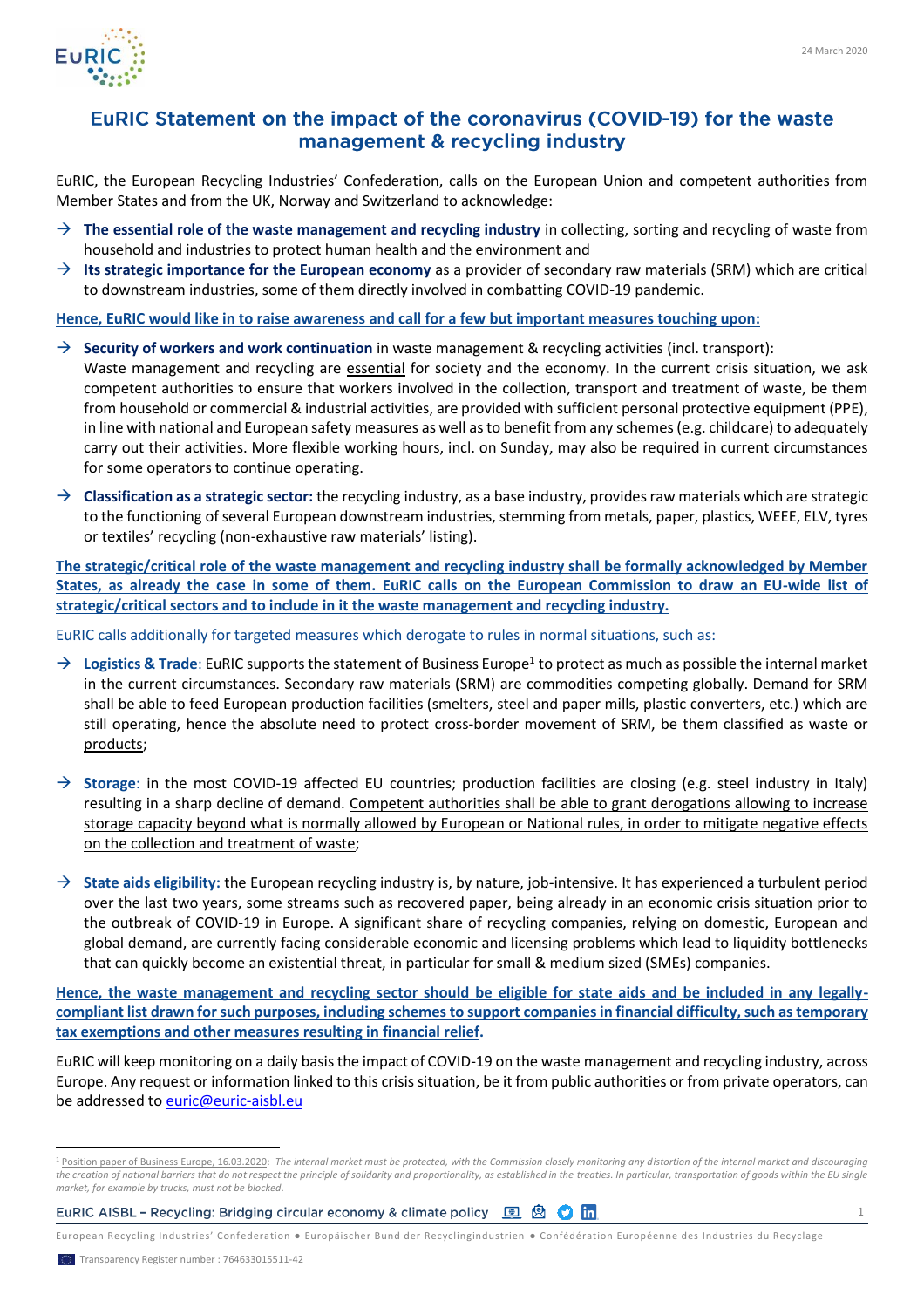24 March 2020

# EuRIC Statement on the impact of the coronavirus (COVID-19) for the waste management & recycling industry

EuRIC, the European Recycling Industries' Confederation, calls on the European Union and competent authorities from Member States and from the UK, Norway and Switzerland to acknowledge:

→ **The essential role of the waste management and recycling industry** in collecting, sorting and recycling of waste from household and industries to protect human health and the environment and

→ **Its strategic importance for the European economy** as a provider of secondary raw materials (SRM) which are critical to downstream industries, some of them directly involved in combatting COVID-19 pandemic.

**Hence, EuRIC would like in to raise awareness and call for a few but important measures touching upon:**

→ **Security of workers and work continuation** in waste management & recycling activities (incl. transport): Waste management and recycling are essential for society and the economy. In the current crisis situation, we ask competent authorities to ensure that workers involved in the collection, transport and treatment of waste, be them from household or commercial & industrial activities, are provided with sufficient personal protective equipment (PPE), in line with national and European safety measures as well as to benefit from any schemes (e.g. childcare) to adequately carry out their activities. More flexible working hours, incl. on Sunday, may also be required in current circumstances for some operators to continue operating.

→ **Classification as a strategic sector:** the recycling industry, as a base industry, provides raw materials which are strategic to the functioning of several European downstream industries, stemming from metals, paper, plastics, WEEE, ELV, tyres or textiles' recycling (non-exhaustive raw materials' listing).

**The strategic/critical role of the waste management and recycling industry shall be formally acknowledged by Member States, as already the case in some of them. EuRIC calls on the European Commission to draw an EU-wide list of strategic/critical sectors and to include in it the waste management and recycling industry.**

EuRIC calls additionally for targeted measures which derogate to rules in normal situations, such as:

→ **Logistics & Trade**: EuRIC supports the statement of Business Europe[1] to protect as much as possible the internal market in the current circumstances. Secondary raw materials (SRM) are commodities competing globally. Demand for SRM shall be able to feed European production facilities (smelters, steel and paper mills, plastic converters, etc.) which are still operating, hence the absolute need to protect cross-border movement of SRM, be them classified as waste or products;

→ **Storage**: in the most COVID-19 affected EU countries; production facilities are closing (e.g. steel industry in Italy) resulting in a sharp decline of demand. Competent authorities shall be able to grant derogations allowing to increase storage capacity beyond what is normally allowed by European or National rules, in order to mitigate negative effects on the collection and treatment of waste;

→ **State aids eligibility:** the European recycling industry is, by nature, job-intensive. It has experienced a turbulent period over the last two years, some streams such as recovered paper, being already in an economic crisis situation prior to the outbreak of COVID-19 in Europe. A significant share of recycling companies, relying on domestic, European and global demand, are currently facing considerable economic and licensing problems which lead to liquidity bottlenecks that can quickly become an existential threat, in particular for small & medium sized (SMEs) companies.

**Hence, the waste management and recycling sector should be eligible for state aids and be included in any legally-compliant list drawn for such purposes, including schemes to support companies in financial difficulty, such as temporary tax exemptions and other measures resulting in financial relief.**

EuRIC will keep monitoring on a daily basis the impact of COVID-19 on the waste management and recycling industry, across Europe. Any request or information linked to this crisis situation, be it from public authorities or from private operators, can be addressed to euric@euric-aisbl.eu

[1] Position paper of Business Europe, 16.03.2020: *The internal market must be protected, with the Commission closely monitoring any distortion of the internal market and discouraging the creation of national barriers that do not respect the principle of solidarity and proportionality, as established in the treaties. In particular, transportation of goods within the EU single market, for example by trucks, must not be blocked.*

EuRIC AISBL – Recycling: Bridging circular economy & climate policy

European Recycling Industries' Confederation ● Europäischer Bund der Recyclingindustrien ● Confédération Européenne des Industries du Recyclage

Transparency Register number : 764633015511-42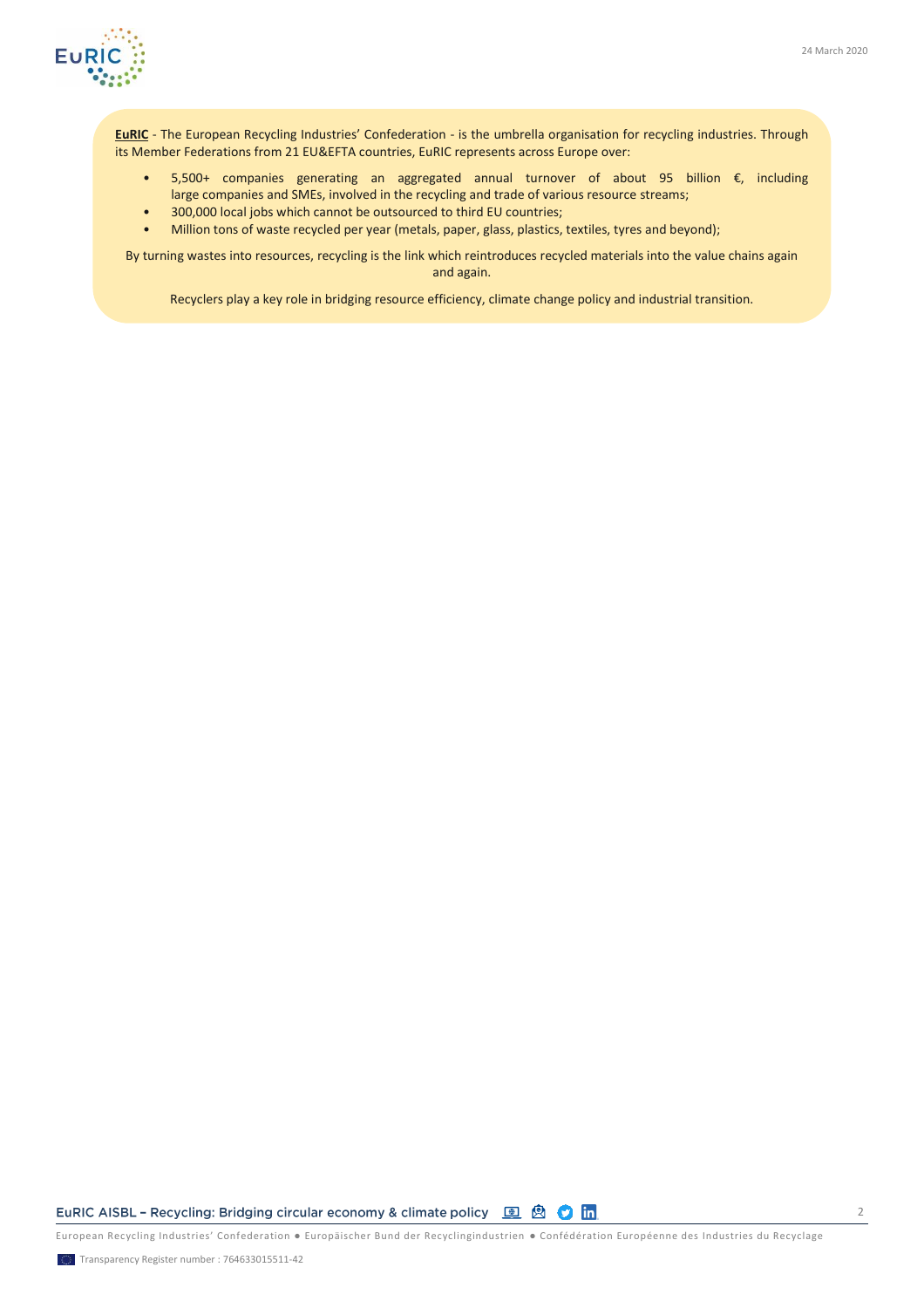**EuRIC** - The European Recycling Industries' Confederation - is the umbrella organisation for recycling industries. Through its Member Federations from 21 EU&EFTA countries, EuRIC represents across Europe over:

- 5,500+ companies generating an aggregated annual turnover of about 95 billion €, including large companies and SMEs, involved in the recycling and trade of various resource streams;
- 300,000 local jobs which cannot be outsourced to third EU countries;
- Million tons of waste recycled per year (metals, paper, glass, plastics, textiles, tyres and beyond);

By turning wastes into resources, recycling is the link which reintroduces recycled materials into the value chains again and again.

Recyclers play a key role in bridging resource efficiency, climate change policy and industrial transition.